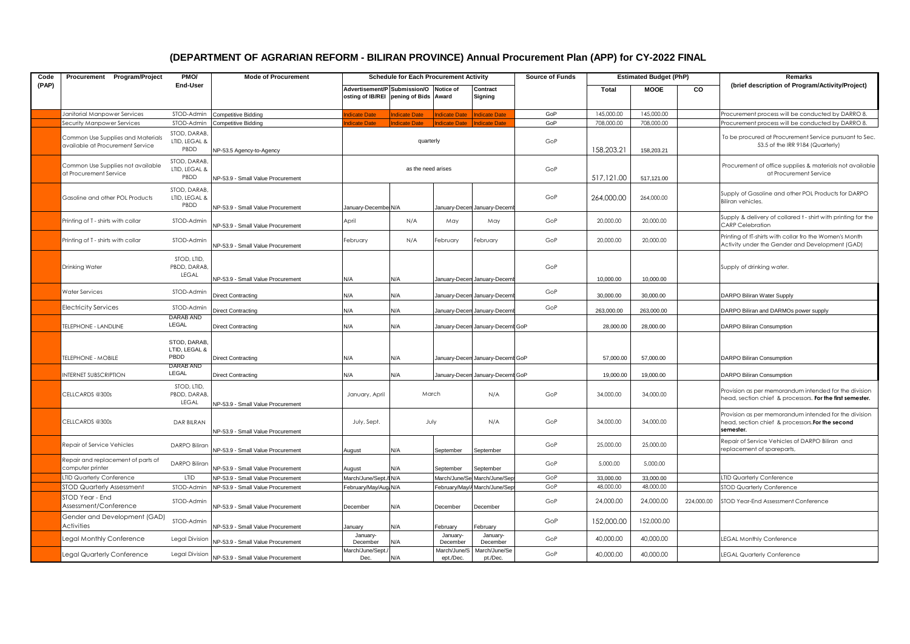# (DEPARTMENT OF AGRARIAN REFORM - BILIRAN PROVINCE) Annual Procurement Plan (APP) for CY-2022 FINAL

| Code (PAP) | Procurement Program/Project | PMO/ End-User | Mode of Procurement | Schedule for Each Procurement Activity | | | | Source of Funds | Estimated Budget (PhP) | | | Remarks (brief description of Program/Activity/Project) |
|---|---|---|---|---|---|---|---|---|---|---|---|---|
| | | | | Advertisement/Posting of IB/REI | Submission/Opening of Bids | Notice of Award | Contract Signing | | Total | MOOE | CO | |
| | Janitorial Manpower Services | STOD-Admin | Competitive Bidding | Indicate Date | Indicate Date | Indicate Date | Indicate Date | GoP | 145,000.00 | 145,000.00 | | Procurement process will be conducted by DARRO 8. |
| | Security Manpower Services | STOD-Admin | Competitive Bidding | Indicate Date | Indicate Date | Indicate Date | Indicate Date | GoP | 708,000.00 | 708,000.00 | | Procurement process will be conducted by DARRO 8. |
| | Common Use Supplies and Materials available at Procurement Service | STOD, DARAB, LTID, LEGAL & PBDD | NP-53.5 Agency-to-Agency | quarterly | | | | GoP | 158,203.21 | 158,203.21 | | To be procured at Procurement Service pursuant to Sec. 53.5 of the IRR 9184 (Quarterly) |
| | Common Use Supplies not available at Procurement Service | STOD, DARAB, LTID, LEGAL & PBDD | NP-53.9 - Small Value Procurement | as the need arises | | | | GoP | 517,121.00 | 517,121.00 | | Procurement of office supplies & materials not available at Procurement Service |
| | Gasoline and other POL Products | STOD, DARAB, LTID, LEGAL & PBDD | NP-53.9 - Small Value Procurement | January-December | N/A | January-Decem | January-Decemb | GoP | 264,000.00 | 264,000.00 | | Supply of Gasoline and other POL Products for DARPO Biliran vehicles. |
| | Printing of T - shirts with collar | STOD-Admin | NP-53.9 - Small Value Procurement | April | N/A | May | May | GoP | 20,000.00 | 20,000.00 | | Supply & delivery of collared t - shirt with printing for the CARP Celebration |
| | Printing of T - shirts with collar | STOD-Admin | NP-53.9 - Small Value Procurement | February | N/A | February | February | GoP | 20,000.00 | 20,000.00 | | Printing of tT-shirts with collar fro the Women's Month Activity under the Gender and Development (GAD) |
| | Drinking Water | STOD, LTID, PBDD, DARAB, LEGAL | NP-53.9 - Small Value Procurement | N/A | N/A | January-Decem | January-Decemb | GoP | 10,000.00 | 10,000.00 | | Supply of drinking water. |
| | Water Services | STOD-Admin | Direct Contracting | N/A | N/A | January-Decem | January-Decemb | GoP | 30,000.00 | 30,000.00 | | DARPO Biliran Water Supply |
| | Electricity Services | STOD-Admin | Direct Contracting | N/A | N/A | January-Decem | January-Decemb | GoP | 263,000.00 | 263,000.00 | | DARPO Biliran and DARMOs power supply |
| | TELEPHONE - LANDLINE | DARAB AND LEGAL | Direct Contracting | N/A | N/A | January-Decem | January-Decemb | GoP | 28,000.00 | 28,000.00 | | DARPO Biliran Consumption |
| | TELEPHONE - MOBILE | STOD, DARAB, LTID, LEGAL & PBDD | Direct Contracting | N/A | N/A | January-Decem | January-Decemb | GoP | 57,000.00 | 57,000.00 | | DARPO Biliran Consumption |
| | INTERNET SUBSCRIPTION | DARAB AND LEGAL | Direct Contracting | N/A | N/A | January-Decem | January-Decemb | GoP | 19,000.00 | 19,000.00 | | DARPO Biliran Consumption |
| | CELLCARDS @300s | STOD, LTID, PBDD, DARAB, LEGAL | NP-53.9 - Small Value Procurement | January, April | March | | N/A | GoP | 34,000.00 | 34,000.00 | | Provision as per memorandum intended for the division head, section chief & processors. **For the first semester.** |
| | CELLCARDS @300s | DAR BILRAN | NP-53.9 - Small Value Procurement | July, Sept. | July | | N/A | GoP | 34,000.00 | 34,000.00 | | Provision as per memorandum intended for the division head, section chief & processors.**For the second semester.** |
| | Repair of Service Vehicles | DARPO Biliran | NP-53.9 - Small Value Procurement | August | N/A | September | September | GoP | 25,000.00 | 25,000.00 | | Repair of Service Vehicles of DARPO Biliran and replacement of spareparts, |
| | Repair and replacement of parts of computer printer | DARPO Biliran | NP-53.9 - Small Value Procurement | August | N/A | September | September | GoP | 5,000.00 | 5,000.00 | | |
| | LTID Quarterly Conference | LTID | NP-53.9 - Small Value Procurement | March/June/Sept./I | N/A | March/June/Se | March/June/Sep | GoP | 33,000.00 | 33,000.00 | | LTID Quarterly Conference |
| | STOD Quarterly Assessment | STOD-Admin | NP-53.9 - Small Value Procurement | February/May/Aug | N/A | February/May/A | March/June/Sep | GoP | 48,000.00 | 48,000.00 | | STOD Quarterly Conference |
| | STOD Year - End Assessment/Conference | STOD-Admin | NP-53.9 - Small Value Procurement | December | N/A | December | December | GoP | 24,000.00 | 24,000.00 | 224,000.00 | STOD Year-End Assessment Conference |
| | Gender and Development (GAD) Activities | STOD-Admin | NP-53.9 - Small Value Procurement | January | N/A | February | February | GoP | 152,000.00 | 152,000.00 | | |
| | Legal Monthly Conference | Legal Division | NP-53.9 - Small Value Procurement | January-December | N/A | January-December | January-December | GoP | 40,000.00 | 40,000.00 | | LEGAL Monthly Conference |
| | Legal Quarterly Conference | Legal Division | NP-53.9 - Small Value Procurement | March/June/Sept./Dec. | N/A | March/June/Sept./Dec. | March/June/Sept./Dec. | GoP | 40,000.00 | 40,000.00 | | LEGAL Quarterly Conference |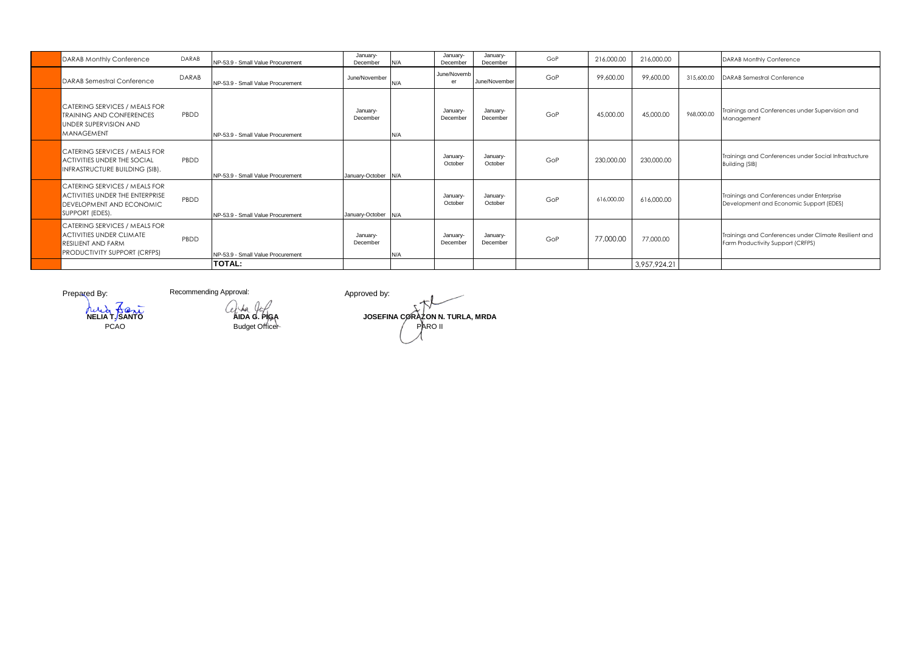| | | | | | | | | | | | | |
|---|---|---|---|---|---|---|---|---|---|---|---|---|
| | DARAB Monthly Conference | DARAB | NP-53.9 - Small Value Procurement | January-December | N/A | January-December | January-December | GoP | 216,000.00 | 216,000.00 | | DARAB Monthly Conference |
| | DARAB Semestral Conference | DARAB | NP-53.9 - Small Value Procurement | June/November | N/A | June/November | June/November | GoP | 99,600.00 | 99,600.00 | 315,600.00 | DARAB Semestral Conference |
| | CATERING SERVICES / MEALS FOR TRAINING AND CONFERENCES UNDER SUPERVISION AND MANAGEMENT | PBDD | NP-53.9 - Small Value Procurement | January-December | N/A | January-December | January-December | GoP | 45,000.00 | 45,000.00 | 968,000.00 | Trainings and Conferences under Supervision and Management |
| | CATERING SERVICES / MEALS FOR ACTIVITIES UNDER THE SOCIAL INFRASTRUCTURE BUILDING (SIB). | PBDD | NP-53.9 - Small Value Procurement | January-October | N/A | January-October | January-October | GoP | 230,000.00 | 230,000.00 | | Trainings and Conferences under Social Infrastructure Building (SIB) |
| | CATERING SERVICES / MEALS FOR ACTIVITIES UNDER THE ENTERPRISE DEVELOPMENT AND ECONOMIC SUPPORT (EDES). | PBDD | NP-53.9 - Small Value Procurement | January-October | N/A | January-October | January-October | GoP | 616,000.00 | 616,000.00 | | Trainings and Conferences under Enterprise Development and Economic Support (EDES) |
| | CATERING SERVICES / MEALS FOR ACTIVITIES UNDER CLIMATE RESILIENT AND FARM PRODUCTIVITY SUPPORT (CRFPS) | PBDD | NP-53.9 - Small Value Procurement | January-December | N/A | January-December | January-December | GoP | 77,000.00 | 77,000.00 | | Trainings and Conferences under Climate Resilient and Farm Productivity Support (CRFPS) |
| | | | **TOTAL:** | | | | | | | 3,957,924.21 | | |

Prepared By:

**NELIA T. SANTO**
PCAO

Recommending Approval:

**AIDA G. PIGA**
Budget Officer

Approved by:

**JOSEFINA CORAZON N. TURLA, MRDA**
PARO II